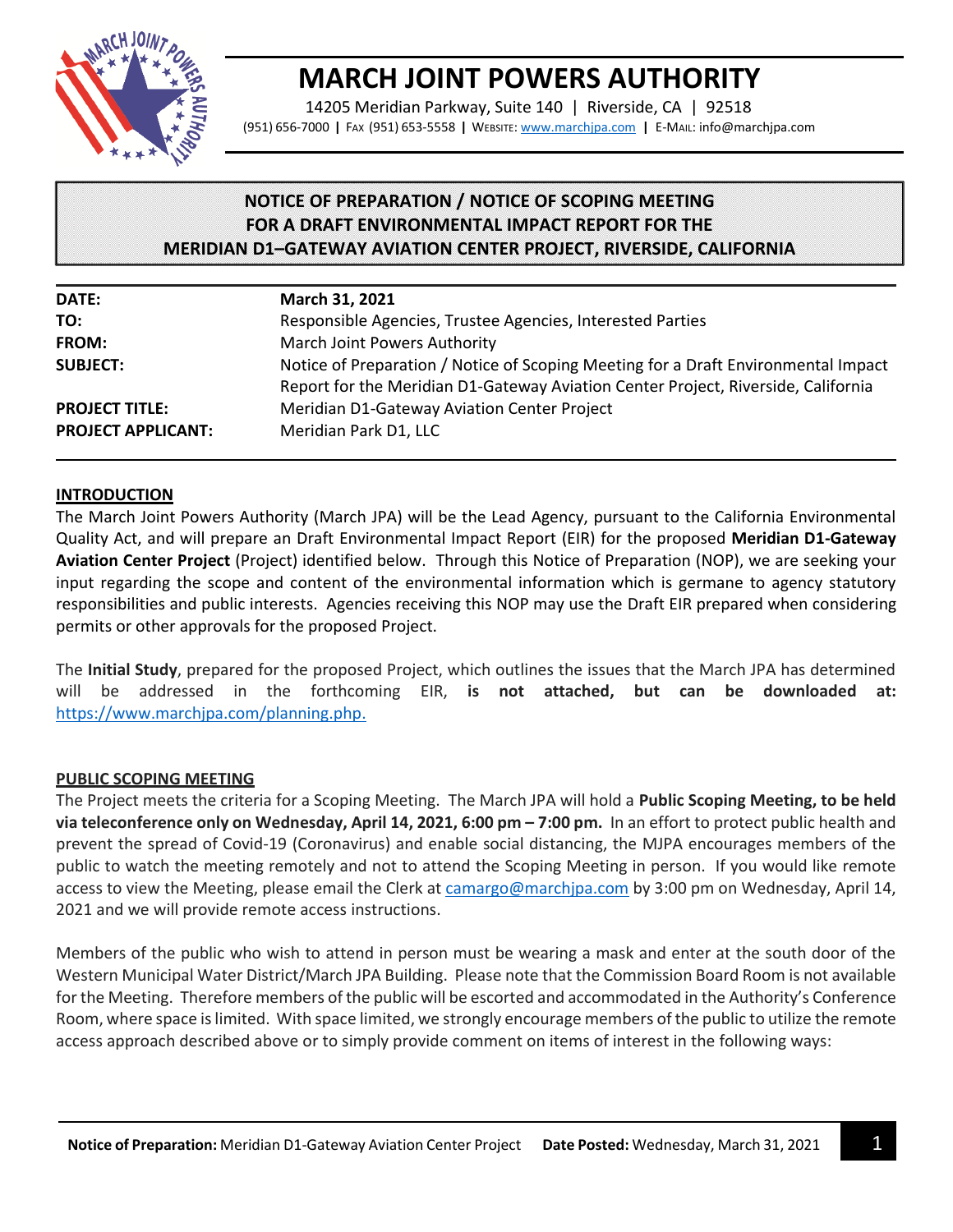# MARCH JOINT POWERS AUTHORITY

14205 Meridian Parkway, Suite 140 | Riverside, CA | 92518

(951) 656-7000 | FAX (951) 653-5558 | WEBSITE: www.marchjpa.com | E-MAIL: info@marchjpa.com

## NOTICE OF PREPARATION / NOTICE OF SCOPING MEETING FOR A DRAFT ENVIRONMENTAL IMPACT REPORT FOR THE MERIDIAN D1–GATEWAY AVIATION CENTER PROJECT, RIVERSIDE, CALIFORNIA

| | |
|---|---|
| **DATE:** | **March 31, 2021** |
| **TO:** | Responsible Agencies, Trustee Agencies, Interested Parties |
| **FROM:** | March Joint Powers Authority |
| **SUBJECT:** | Notice of Preparation / Notice of Scoping Meeting for a Draft Environmental Impact Report for the Meridian D1-Gateway Aviation Center Project, Riverside, California |
| **PROJECT TITLE:** | Meridian D1-Gateway Aviation Center Project |
| **PROJECT APPLICANT:** | Meridian Park D1, LLC |

### INTRODUCTION

The March Joint Powers Authority (March JPA) will be the Lead Agency, pursuant to the California Environmental Quality Act, and will prepare an Draft Environmental Impact Report (EIR) for the proposed **Meridian D1-Gateway Aviation Center Project** (Project) identified below. Through this Notice of Preparation (NOP), we are seeking your input regarding the scope and content of the environmental information which is germane to agency statutory responsibilities and public interests. Agencies receiving this NOP may use the Draft EIR prepared when considering permits or other approvals for the proposed Project.

The **Initial Study**, prepared for the proposed Project, which outlines the issues that the March JPA has determined will be addressed in the forthcoming EIR, **is not attached, but can be downloaded at:** https://www.marchjpa.com/planning.php.

### PUBLIC SCOPING MEETING

The Project meets the criteria for a Scoping Meeting. The March JPA will hold a **Public Scoping Meeting, to be held via teleconference only on Wednesday, April 14, 2021, 6:00 pm – 7:00 pm.** In an effort to protect public health and prevent the spread of Covid-19 (Coronavirus) and enable social distancing, the MJPA encourages members of the public to watch the meeting remotely and not to attend the Scoping Meeting in person. If you would like remote access to view the Meeting, please email the Clerk at camargo@marchjpa.com by 3:00 pm on Wednesday, April 14, 2021 and we will provide remote access instructions.

Members of the public who wish to attend in person must be wearing a mask and enter at the south door of the Western Municipal Water District/March JPA Building. Please note that the Commission Board Room is not available for the Meeting. Therefore members of the public will be escorted and accommodated in the Authority's Conference Room, where space is limited. With space limited, we strongly encourage members of the public to utilize the remote access approach described above or to simply provide comment on items of interest in the following ways: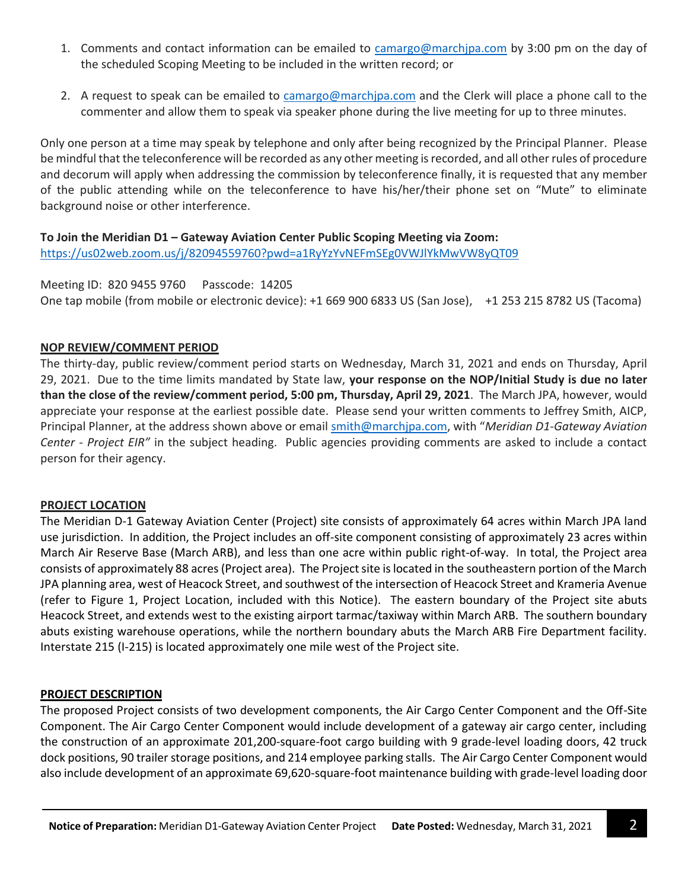1. Comments and contact information can be emailed to camargo@marchjpa.com by 3:00 pm on the day of the scheduled Scoping Meeting to be included in the written record; or

2. A request to speak can be emailed to camargo@marchjpa.com and the Clerk will place a phone call to the commenter and allow them to speak via speaker phone during the live meeting for up to three minutes.

Only one person at a time may speak by telephone and only after being recognized by the Principal Planner. Please be mindful that the teleconference will be recorded as any other meeting is recorded, and all other rules of procedure and decorum will apply when addressing the commission by teleconference finally, it is requested that any member of the public attending while on the teleconference to have his/her/their phone set on "Mute" to eliminate background noise or other interference.

**To Join the Meridian D1 – Gateway Aviation Center Public Scoping Meeting via Zoom:**
https://us02web.zoom.us/j/82094559760?pwd=a1RyYzYvNEFmSEg0VWJlYkMwVW8yQT09

Meeting ID: 820 9455 9760 Passcode: 14205
One tap mobile (from mobile or electronic device): +1 669 900 6833 US (San Jose), +1 253 215 8782 US (Tacoma)

## NOP REVIEW/COMMENT PERIOD

The thirty-day, public review/comment period starts on Wednesday, March 31, 2021 and ends on Thursday, April 29, 2021. Due to the time limits mandated by State law, **your response on the NOP/Initial Study is due no later than the close of the review/comment period, 5:00 pm, Thursday, April 29, 2021**. The March JPA, however, would appreciate your response at the earliest possible date. Please send your written comments to Jeffrey Smith, AICP, Principal Planner, at the address shown above or email smith@marchjpa.com, with "*Meridian D1-Gateway Aviation Center - Project EIR"* in the subject heading. Public agencies providing comments are asked to include a contact person for their agency.

## PROJECT LOCATION

The Meridian D-1 Gateway Aviation Center (Project) site consists of approximately 64 acres within March JPA land use jurisdiction. In addition, the Project includes an off-site component consisting of approximately 23 acres within March Air Reserve Base (March ARB), and less than one acre within public right-of-way. In total, the Project area consists of approximately 88 acres (Project area). The Project site is located in the southeastern portion of the March JPA planning area, west of Heacock Street, and southwest of the intersection of Heacock Street and Krameria Avenue (refer to Figure 1, Project Location, included with this Notice). The eastern boundary of the Project site abuts Heacock Street, and extends west to the existing airport tarmac/taxiway within March ARB. The southern boundary abuts existing warehouse operations, while the northern boundary abuts the March ARB Fire Department facility. Interstate 215 (I-215) is located approximately one mile west of the Project site.

## PROJECT DESCRIPTION

The proposed Project consists of two development components, the Air Cargo Center Component and the Off-Site Component. The Air Cargo Center Component would include development of a gateway air cargo center, including the construction of an approximate 201,200-square-foot cargo building with 9 grade-level loading doors, 42 truck dock positions, 90 trailer storage positions, and 214 employee parking stalls. The Air Cargo Center Component would also include development of an approximate 69,620-square-foot maintenance building with grade-level loading door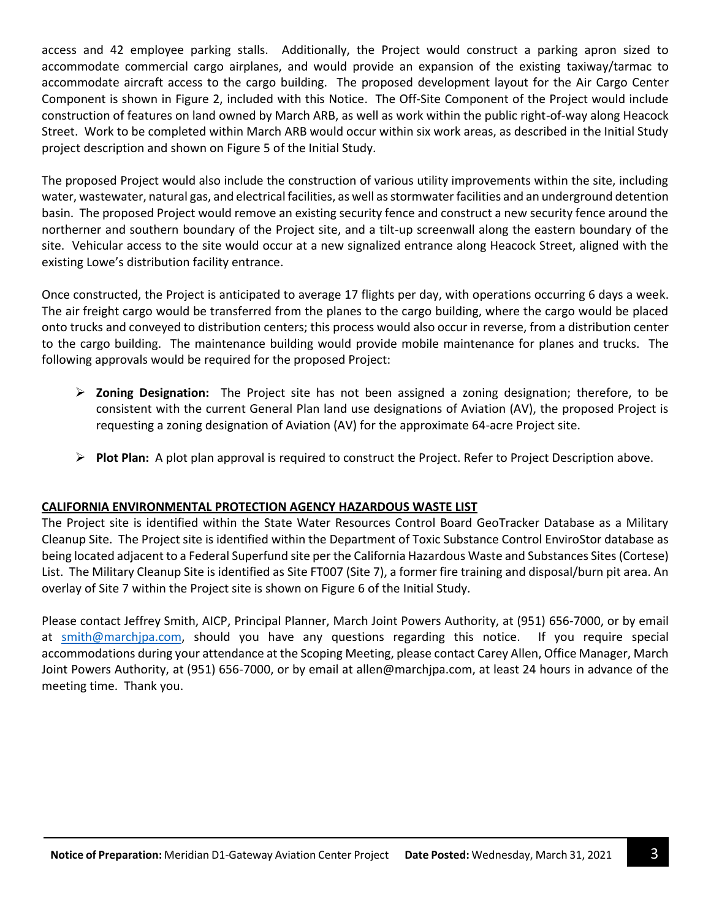access and 42 employee parking stalls. Additionally, the Project would construct a parking apron sized to accommodate commercial cargo airplanes, and would provide an expansion of the existing taxiway/tarmac to accommodate aircraft access to the cargo building. The proposed development layout for the Air Cargo Center Component is shown in Figure 2, included with this Notice. The Off-Site Component of the Project would include construction of features on land owned by March ARB, as well as work within the public right-of-way along Heacock Street. Work to be completed within March ARB would occur within six work areas, as described in the Initial Study project description and shown on Figure 5 of the Initial Study.

The proposed Project would also include the construction of various utility improvements within the site, including water, wastewater, natural gas, and electrical facilities, as well as stormwater facilities and an underground detention basin. The proposed Project would remove an existing security fence and construct a new security fence around the northerner and southern boundary of the Project site, and a tilt-up screenwall along the eastern boundary of the site. Vehicular access to the site would occur at a new signalized entrance along Heacock Street, aligned with the existing Lowe's distribution facility entrance.

Once constructed, the Project is anticipated to average 17 flights per day, with operations occurring 6 days a week. The air freight cargo would be transferred from the planes to the cargo building, where the cargo would be placed onto trucks and conveyed to distribution centers; this process would also occur in reverse, from a distribution center to the cargo building. The maintenance building would provide mobile maintenance for planes and trucks. The following approvals would be required for the proposed Project:

- **Zoning Designation:** The Project site has not been assigned a zoning designation; therefore, to be consistent with the current General Plan land use designations of Aviation (AV), the proposed Project is requesting a zoning designation of Aviation (AV) for the approximate 64-acre Project site.
- **Plot Plan:** A plot plan approval is required to construct the Project. Refer to Project Description above.

## CALIFORNIA ENVIRONMENTAL PROTECTION AGENCY HAZARDOUS WASTE LIST

The Project site is identified within the State Water Resources Control Board GeoTracker Database as a Military Cleanup Site. The Project site is identified within the Department of Toxic Substance Control EnviroStor database as being located adjacent to a Federal Superfund site per the California Hazardous Waste and Substances Sites (Cortese) List. The Military Cleanup Site is identified as Site FT007 (Site 7), a former fire training and disposal/burn pit area. An overlay of Site 7 within the Project site is shown on Figure 6 of the Initial Study.

Please contact Jeffrey Smith, AICP, Principal Planner, March Joint Powers Authority, at (951) 656-7000, or by email at smith@marchjpa.com, should you have any questions regarding this notice. If you require special accommodations during your attendance at the Scoping Meeting, please contact Carey Allen, Office Manager, March Joint Powers Authority, at (951) 656-7000, or by email at allen@marchjpa.com, at least 24 hours in advance of the meeting time. Thank you.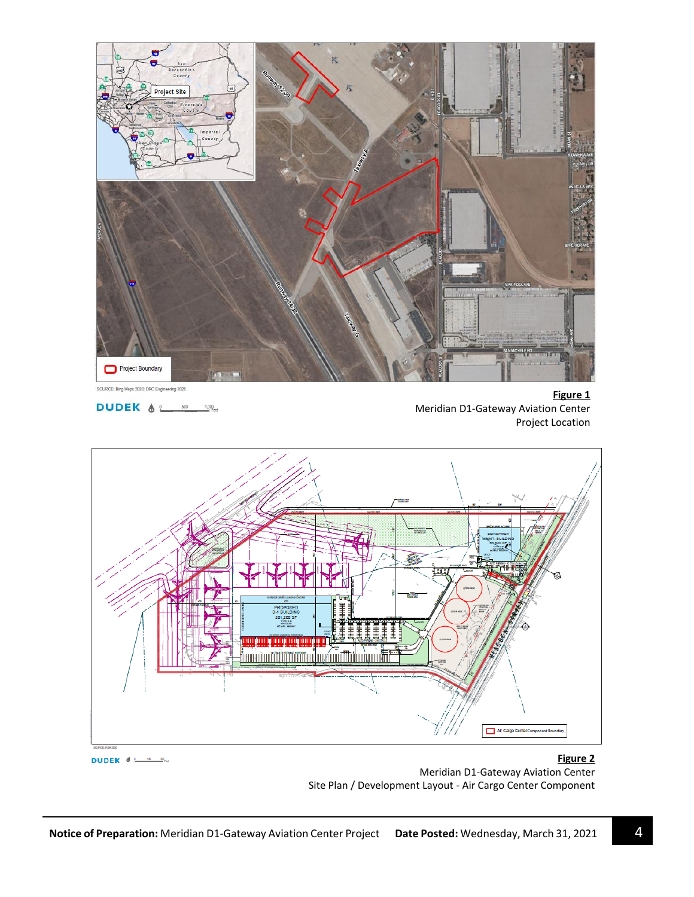SOURCE: Bing Maps 2020; DRC Engineering 2020

**Figure 1**
Meridian D1-Gateway Aviation Center
Project Location

SOURCE: RGA 2020

**Figure 2**
Meridian D1-Gateway Aviation Center
Site Plan / Development Layout - Air Cargo Center Component

**Notice of Preparation:** Meridian D1-Gateway Aviation Center Project **Date Posted:** Wednesday, March 31, 2021